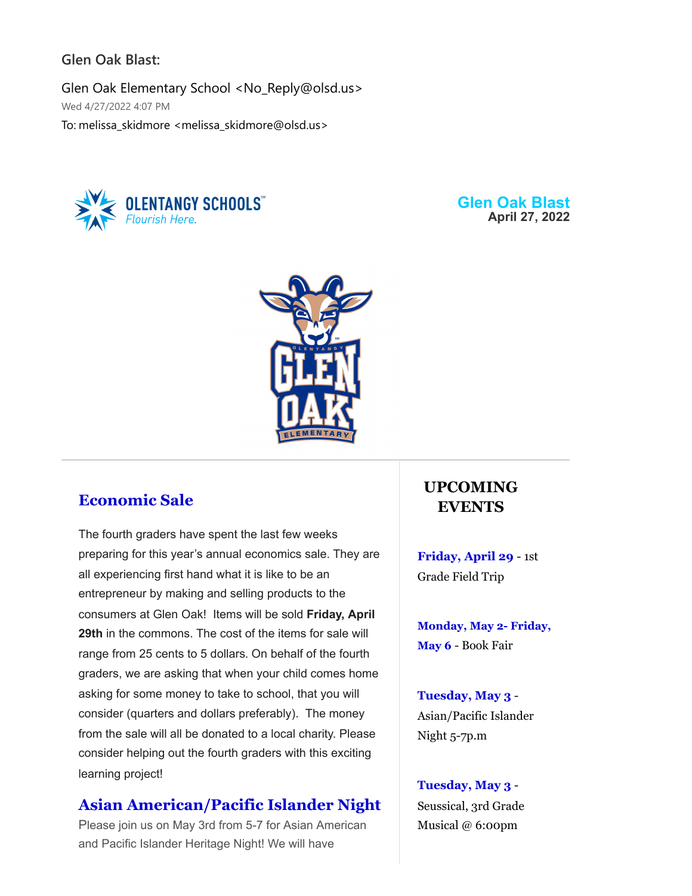Glen Oak Blast:

Glen Oak Elementary School <No_Reply@olsd.us>

Wed 4/27/2022 4:07 PM

To: melissa_skidmore <melissa_skidmore@olsd.us>

OLENTANGY SCHOOLS

*Flourish Here.*

# Glen Oak Blast

**April 27, 2022**

## Economic Sale

The fourth graders have spent the last few weeks preparing for this year's annual economics sale. They are all experiencing first hand what it is like to be an entrepreneur by making and selling products to the consumers at Glen Oak! Items will be sold **Friday, April 29th** in the commons. The cost of the items for sale will range from 25 cents to 5 dollars. On behalf of the fourth graders, we are asking that when your child comes home asking for some money to take to school, that you will consider (quarters and dollars preferably). The money from the sale will all be donated to a local charity. Please consider helping out the fourth graders with this exciting learning project!

## Asian American/Pacific Islander Night

Please join us on May 3rd from 5-7 for Asian American and Pacific Islander Heritage Night! We will have

## UPCOMING EVENTS

**Friday, April 29** - 1st Grade Field Trip

**Monday, May 2- Friday, May 6** - Book Fair

**Tuesday, May 3** - Asian/Pacific Islander Night 5-7p.m

**Tuesday, May 3** - Seussical, 3rd Grade Musical @ 6:00pm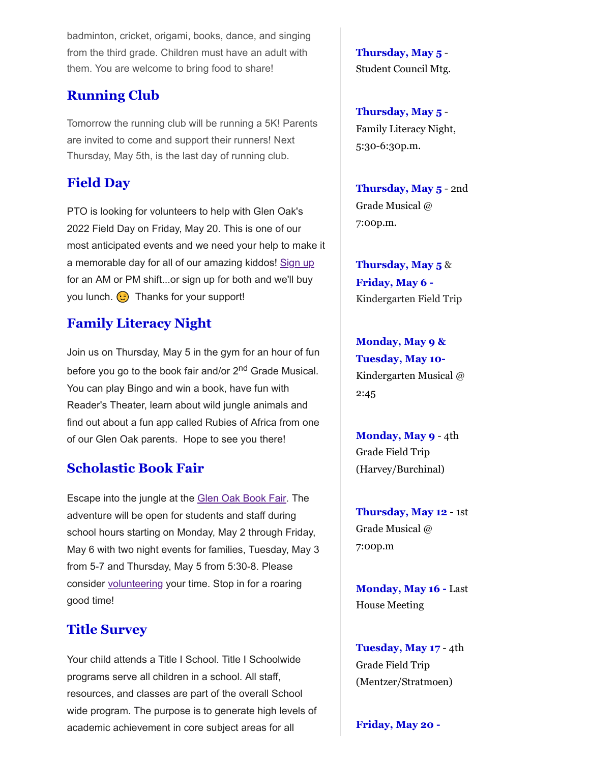badminton, cricket, origami, books, dance, and singing from the third grade. Children must have an adult with them. You are welcome to bring food to share!

## Running Club

Tomorrow the running club will be running a 5K! Parents are invited to come and support their runners! Next Thursday, May 5th, is the last day of running club.

## Field Day

PTO is looking for volunteers to help with Glen Oak's 2022 Field Day on Friday, May 20. This is one of our most anticipated events and we need your help to make it a memorable day for all of our amazing kiddos! Sign up for an AM or PM shift...or sign up for both and we'll buy you lunch. 😉 Thanks for your support!

## Family Literacy Night

Join us on Thursday, May 5 in the gym for an hour of fun before you go to the book fair and/or 2nd Grade Musical. You can play Bingo and win a book, have fun with Reader's Theater, learn about wild jungle animals and find out about a fun app called Rubies of Africa from one of our Glen Oak parents. Hope to see you there!

## Scholastic Book Fair

Escape into the jungle at the Glen Oak Book Fair. The adventure will be open for students and staff during school hours starting on Monday, May 2 through Friday, May 6 with two night events for families, Tuesday, May 3 from 5-7 and Thursday, May 5 from 5:30-8. Please consider volunteering your time. Stop in for a roaring good time!

## Title Survey

Your child attends a Title I School. Title I Schoolwide programs serve all children in a school. All staff, resources, and classes are part of the overall School wide program. The purpose is to generate high levels of academic achievement in core subject areas for all

**Thursday, May 5** - Student Council Mtg.

**Thursday, May 5** - Family Literacy Night, 5:30-6:30p.m.

**Thursday, May 5** - 2nd Grade Musical @ 7:00p.m.

**Thursday, May 5** & **Friday, May 6 -** Kindergarten Field Trip

**Monday, May 9 & Tuesday, May 10-** Kindergarten Musical @ 2:45

**Monday, May 9** - 4th Grade Field Trip (Harvey/Burchinal)

**Thursday, May 12** - 1st Grade Musical @ 7:00p.m

**Monday, May 16 -** Last House Meeting

**Tuesday, May 17** - 4th Grade Field Trip (Mentzer/Stratmoen)

**Friday, May 20 -**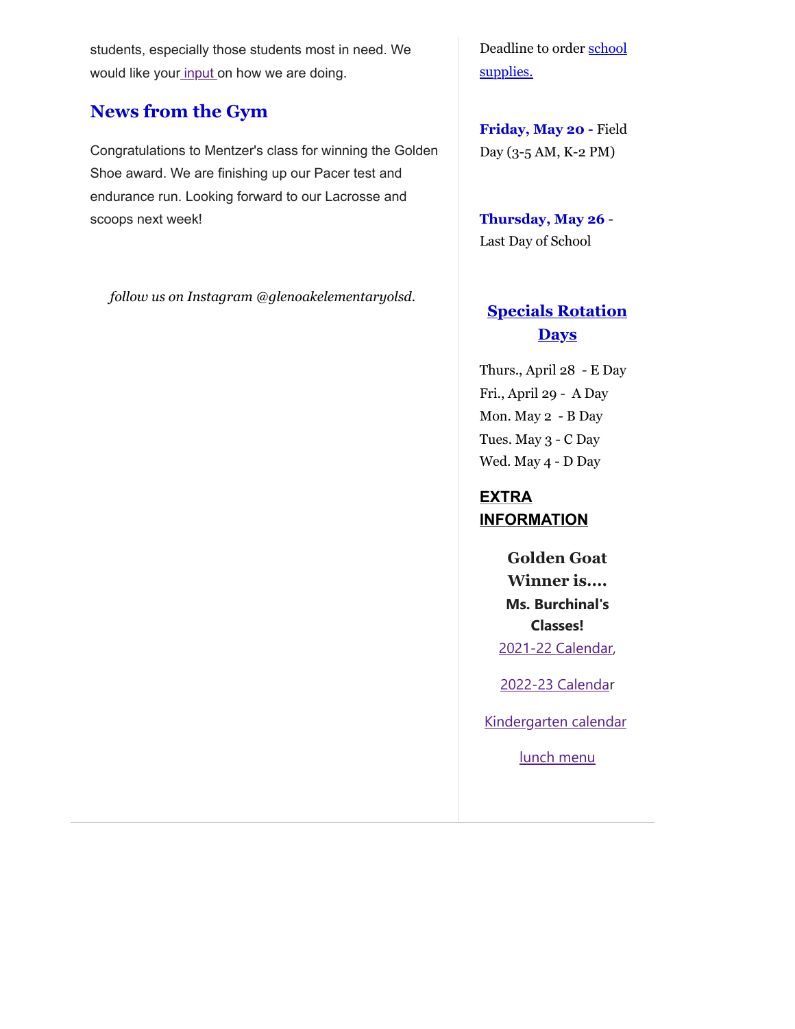students, especially those students most in need. We would like your input on how we are doing.

## News from the Gym

Congratulations to Mentzer's class for winning the Golden Shoe award. We are finishing up our Pacer test and endurance run. Looking forward to our Lacrosse and scoops next week!

*follow us on Instagram @glenoakelementaryolsd.*

Deadline to order school supplies.

**Friday, May 20 -** Field Day (3-5 AM, K-2 PM)

**Thursday, May 26** - Last Day of School

## Specials Rotation Days

Thurs., April 28 - E Day
Fri., April 29 - A Day
Mon. May 2 - B Day
Tues. May 3 - C Day
Wed. May 4 - D Day

**EXTRA INFORMATION**

**Golden Goat Winner is....**
**Ms. Burchinal's Classes!**

2021-22 Calendar,

2022-23 Calendar

Kindergarten calendar

lunch menu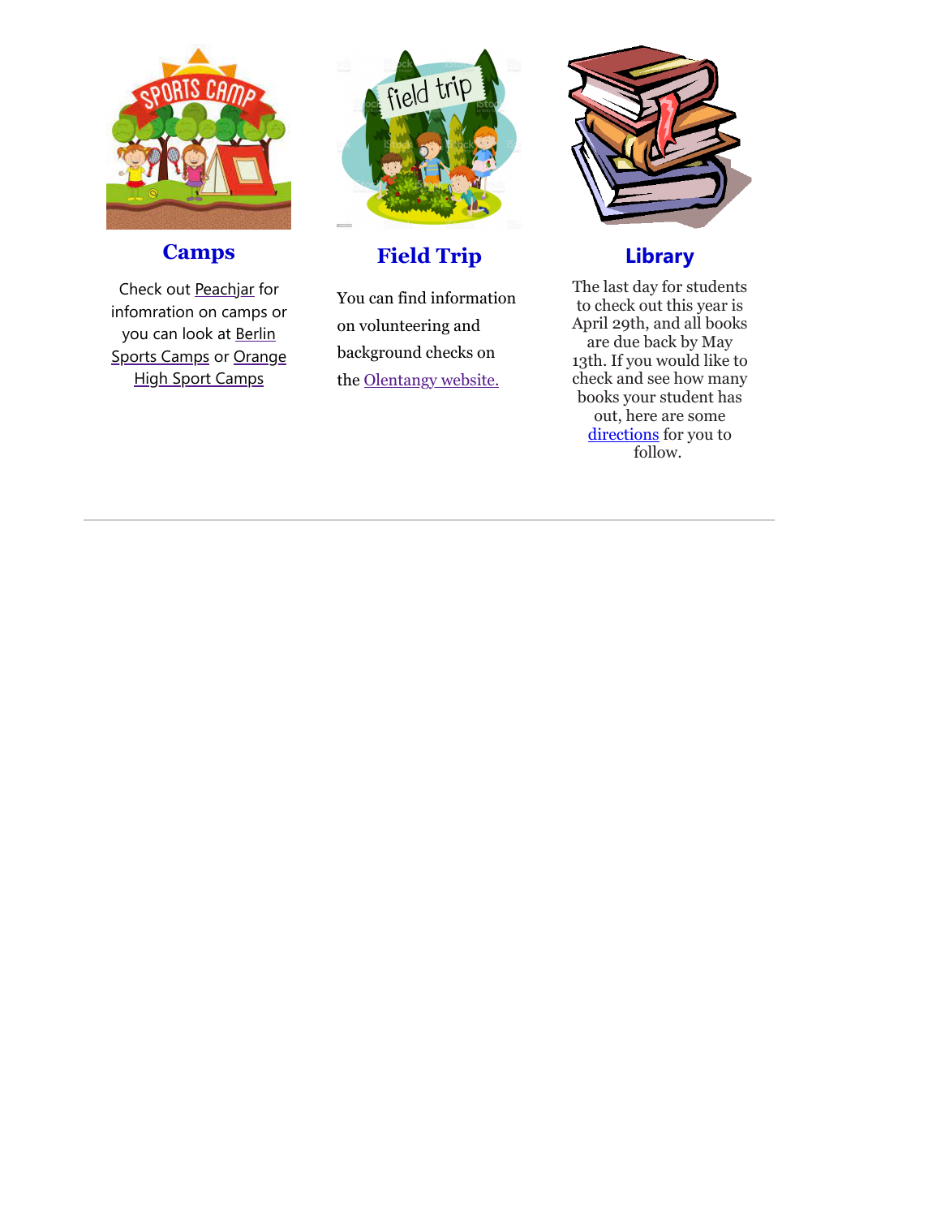## Camps

Check out Peachjar for infomration on camps or you can look at Berlin Sports Camps or Orange High Sport Camps

## Field Trip

You can find information on volunteering and background checks on the Olentangy website.

## Library

The last day for students to check out this year is April 29th, and all books are due back by May 13th. If you would like to check and see how many books your student has out, here are some directions for you to follow.

---